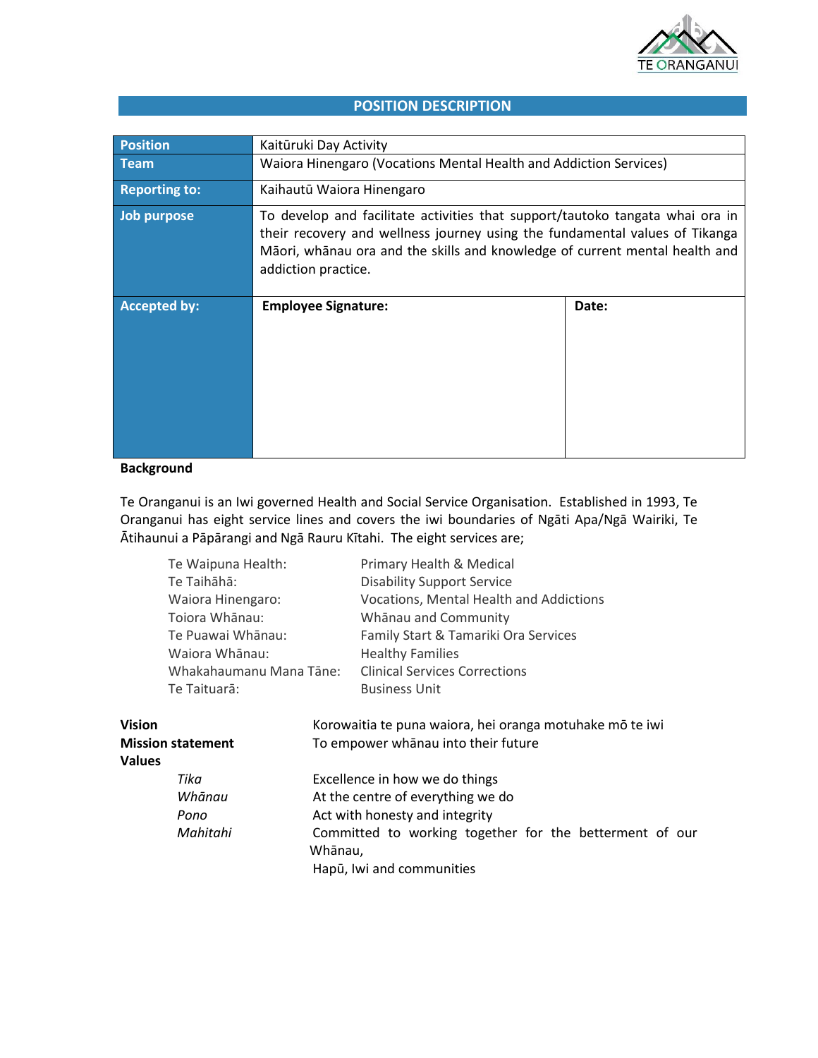# POSITION DESCRIPTION

| Position | Kaitūruki Day Activity | |
|---|---|---|
| Team | Waiora Hinengaro (Vocations Mental Health and Addiction Services) | |
| Reporting to: | Kaihautū Waiora Hinengaro | |
| Job purpose | To develop and facilitate activities that support/tautoko tangata whai ora in their recovery and wellness journey using the fundamental values of Tikanga Māori, whānau ora and the skills and knowledge of current mental health and addiction practice. | |
| Accepted by: | **Employee Signature:** | **Date:** |

**Background**

Te Oranganui is an Iwi governed Health and Social Service Organisation. Established in 1993, Te Oranganui has eight service lines and covers the iwi boundaries of Ngāti Apa/Ngā Wairiki, Te Ātihaunui a Pāpārangi and Ngā Rauru Kītahi. The eight services are;

| | |
|---|---|
| Te Waipuna Health: | Primary Health & Medical |
| Te Taihāhā: | Disability Support Service |
| Waiora Hinengaro: | Vocations, Mental Health and Addictions |
| Toiora Whānau: | Whānau and Community |
| Te Puawai Whānau: | Family Start & Tamariki Ora Services |
| Waiora Whānau: | Healthy Families |
| Whakahaumanu Mana Tāne: | Clinical Services Corrections |
| Te Taituarā: | Business Unit |

**Vision** Korowaitia te puna waiora, hei oranga motuhake mō te iwi

**Mission statement** To empower whānau into their future

**Values**

- *Tika* — Excellence in how we do things
- *Whānau* — At the centre of everything we do
- *Pono* — Act with honesty and integrity
- *Mahitahi* — Committed to working together for the betterment of our Whānau, Hapū, Iwi and communities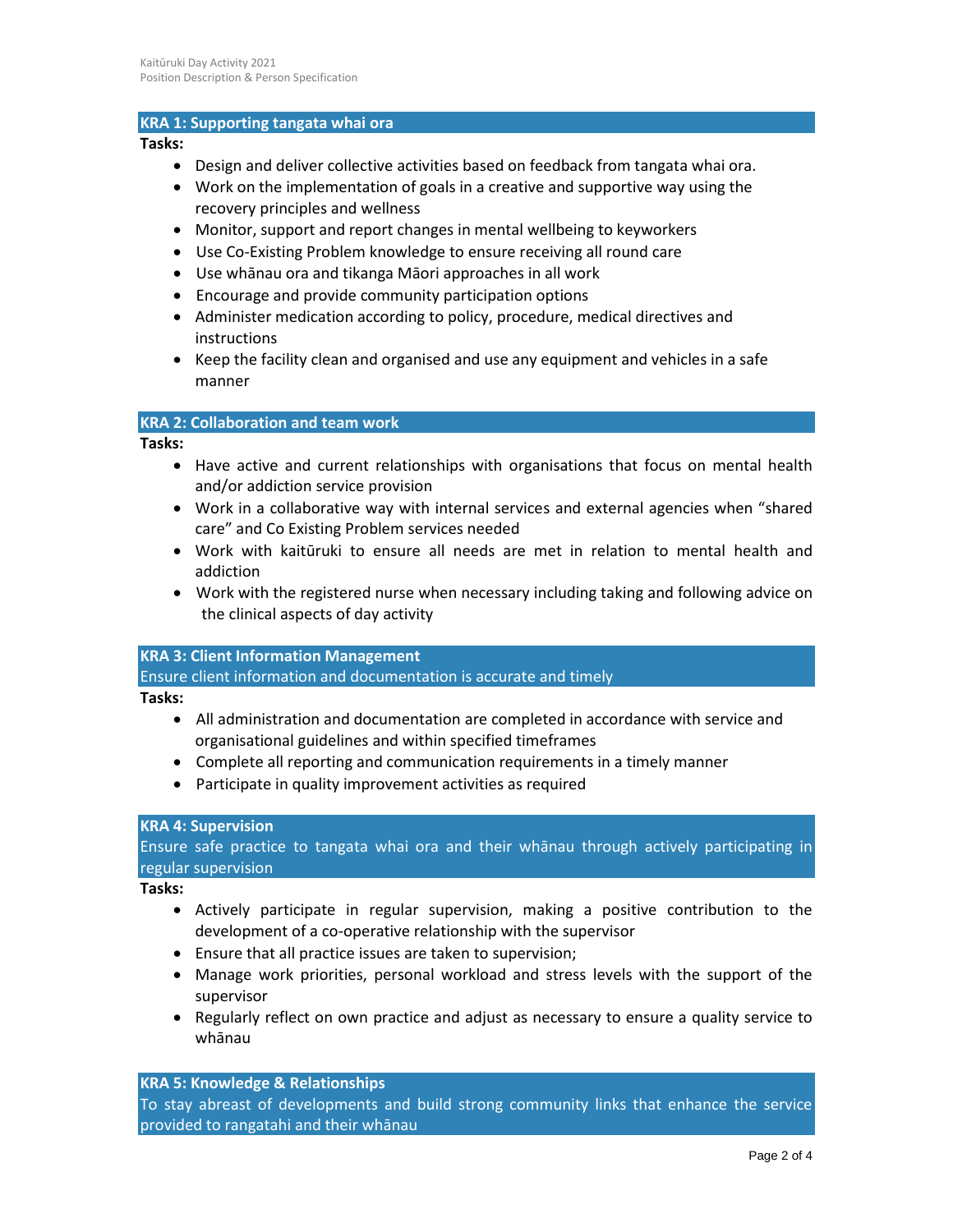## KRA 1: Supporting tangata whai ora

**Tasks:**

- Design and deliver collective activities based on feedback from tangata whai ora.
- Work on the implementation of goals in a creative and supportive way using the recovery principles and wellness
- Monitor, support and report changes in mental wellbeing to keyworkers
- Use Co-Existing Problem knowledge to ensure receiving all round care
- Use whānau ora and tikanga Māori approaches in all work
- Encourage and provide community participation options
- Administer medication according to policy, procedure, medical directives and instructions
- Keep the facility clean and organised and use any equipment and vehicles in a safe manner

## KRA 2: Collaboration and team work

**Tasks:**

- Have active and current relationships with organisations that focus on mental health and/or addiction service provision
- Work in a collaborative way with internal services and external agencies when "shared care" and Co Existing Problem services needed
- Work with kaitūruki to ensure all needs are met in relation to mental health and addiction
- Work with the registered nurse when necessary including taking and following advice on the clinical aspects of day activity

## KRA 3: Client Information Management

Ensure client information and documentation is accurate and timely

**Tasks:**

- All administration and documentation are completed in accordance with service and organisational guidelines and within specified timeframes
- Complete all reporting and communication requirements in a timely manner
- Participate in quality improvement activities as required

## KRA 4: Supervision

Ensure safe practice to tangata whai ora and their whānau through actively participating in regular supervision

**Tasks:**

- Actively participate in regular supervision, making a positive contribution to the development of a co-operative relationship with the supervisor
- Ensure that all practice issues are taken to supervision;
- Manage work priorities, personal workload and stress levels with the support of the supervisor
- Regularly reflect on own practice and adjust as necessary to ensure a quality service to whānau

## KRA 5: Knowledge & Relationships

To stay abreast of developments and build strong community links that enhance the service provided to rangatahi and their whānau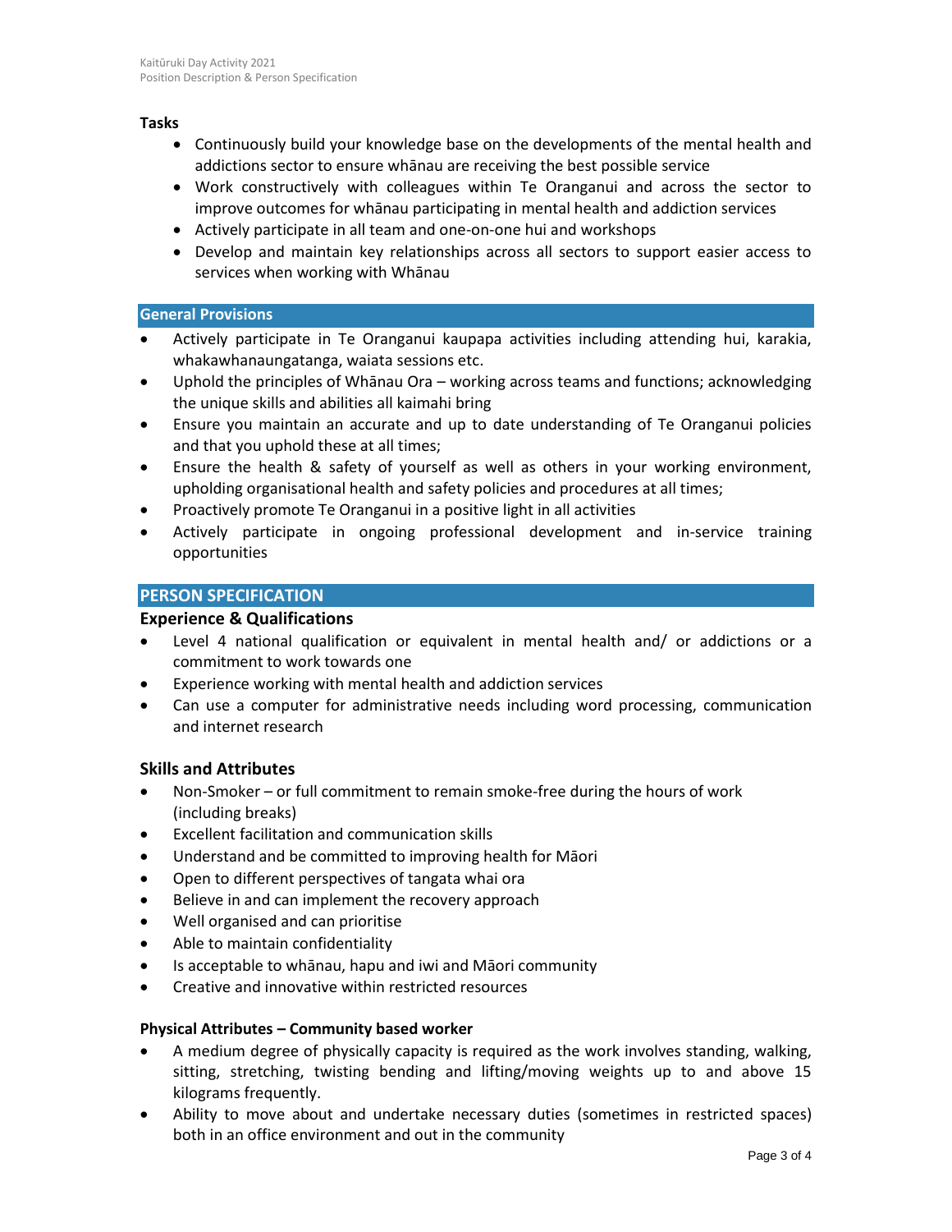### Tasks

- Continuously build your knowledge base on the developments of the mental health and addictions sector to ensure whānau are receiving the best possible service
- Work constructively with colleagues within Te Oranganui and across the sector to improve outcomes for whānau participating in mental health and addiction services
- Actively participate in all team and one-on-one hui and workshops
- Develop and maintain key relationships across all sectors to support easier access to services when working with Whānau

## General Provisions

- Actively participate in Te Oranganui kaupapa activities including attending hui, karakia, whakawhanaungatanga, waiata sessions etc.
- Uphold the principles of Whānau Ora – working across teams and functions; acknowledging the unique skills and abilities all kaimahi bring
- Ensure you maintain an accurate and up to date understanding of Te Oranganui policies and that you uphold these at all times;
- Ensure the health & safety of yourself as well as others in your working environment, upholding organisational health and safety policies and procedures at all times;
- Proactively promote Te Oranganui in a positive light in all activities
- Actively participate in ongoing professional development and in-service training opportunities

## PERSON SPECIFICATION

### Experience & Qualifications

- Level 4 national qualification or equivalent in mental health and/ or addictions or a commitment to work towards one
- Experience working with mental health and addiction services
- Can use a computer for administrative needs including word processing, communication and internet research

### Skills and Attributes

- Non-Smoker – or full commitment to remain smoke-free during the hours of work (including breaks)
- Excellent facilitation and communication skills
- Understand and be committed to improving health for Māori
- Open to different perspectives of tangata whai ora
- Believe in and can implement the recovery approach
- Well organised and can prioritise
- Able to maintain confidentiality
- Is acceptable to whānau, hapu and iwi and Māori community
- Creative and innovative within restricted resources

#### Physical Attributes – Community based worker

- A medium degree of physically capacity is required as the work involves standing, walking, sitting, stretching, twisting bending and lifting/moving weights up to and above 15 kilograms frequently.
- Ability to move about and undertake necessary duties (sometimes in restricted spaces) both in an office environment and out in the community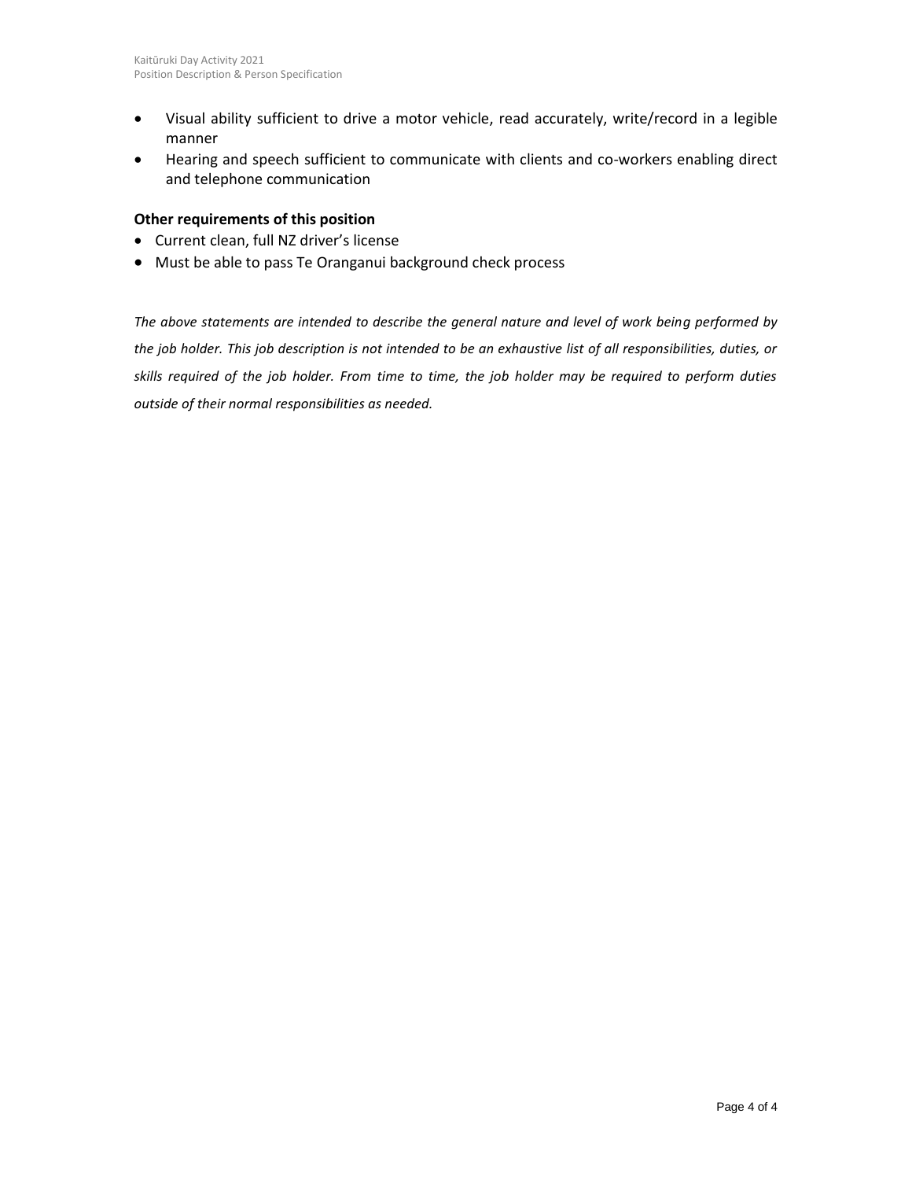- Visual ability sufficient to drive a motor vehicle, read accurately, write/record in a legible manner
- Hearing and speech sufficient to communicate with clients and co-workers enabling direct and telephone communication

**Other requirements of this position**

- Current clean, full NZ driver's license
- Must be able to pass Te Oranganui background check process

*The above statements are intended to describe the general nature and level of work being performed by the job holder. This job description is not intended to be an exhaustive list of all responsibilities, duties, or skills required of the job holder. From time to time, the job holder may be required to perform duties outside of their normal responsibilities as needed.*